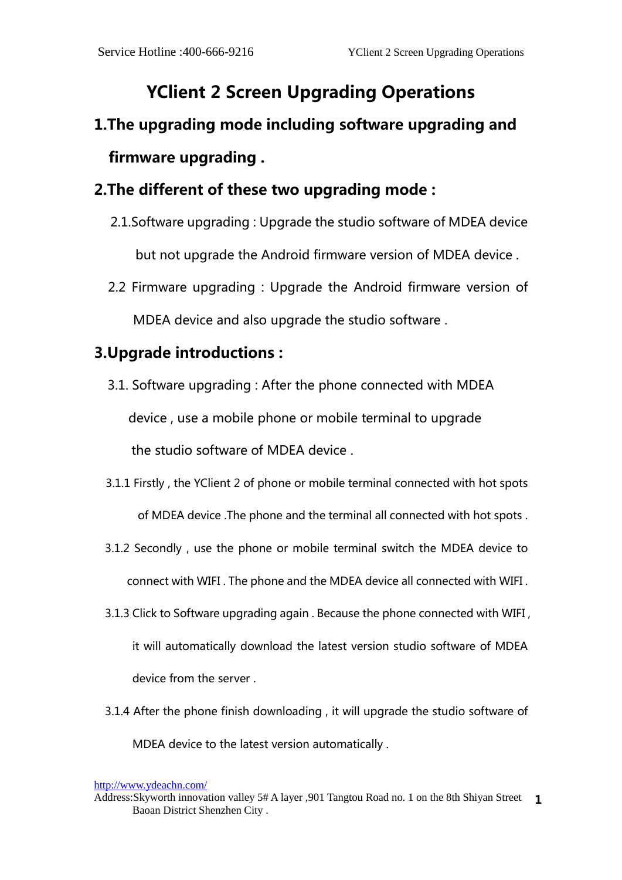# YClient 2 Screen Upgrading Operations

## 1.The upgrading mode including software upgrading and firmware upgrading .

## 2.The different of these two upgrading mode :

2.1.Software upgrading : Upgrade the studio software of MDEA device but not upgrade the Android firmware version of MDEA device .

2.2 Firmware upgrading : Upgrade the Android firmware version of MDEA device and also upgrade the studio software .

## 3.Upgrade introductions :

3.1. Software upgrading : After the phone connected with MDEA device , use a mobile phone or mobile terminal to upgrade the studio software of MDEA device .

3.1.1 Firstly , the YClient 2 of phone or mobile terminal connected with hot spots of MDEA device .The phone and the terminal all connected with hot spots .

3.1.2 Secondly , use the phone or mobile terminal switch the MDEA device to connect with WIFI . The phone and the MDEA device all connected with WIFI .

3.1.3 Click to Software upgrading again . Because the phone connected with WIFI , it will automatically download the latest version studio software of MDEA device from the server .

3.1.4 After the phone finish downloading , it will upgrade the studio software of MDEA device to the latest version automatically .

http://www.ydeachn.com/

Address:Skyworth innovation valley 5# A layer ,901 Tangtou Road no. 1 on the 8th Shiyan Street Baoan District Shenzhen City .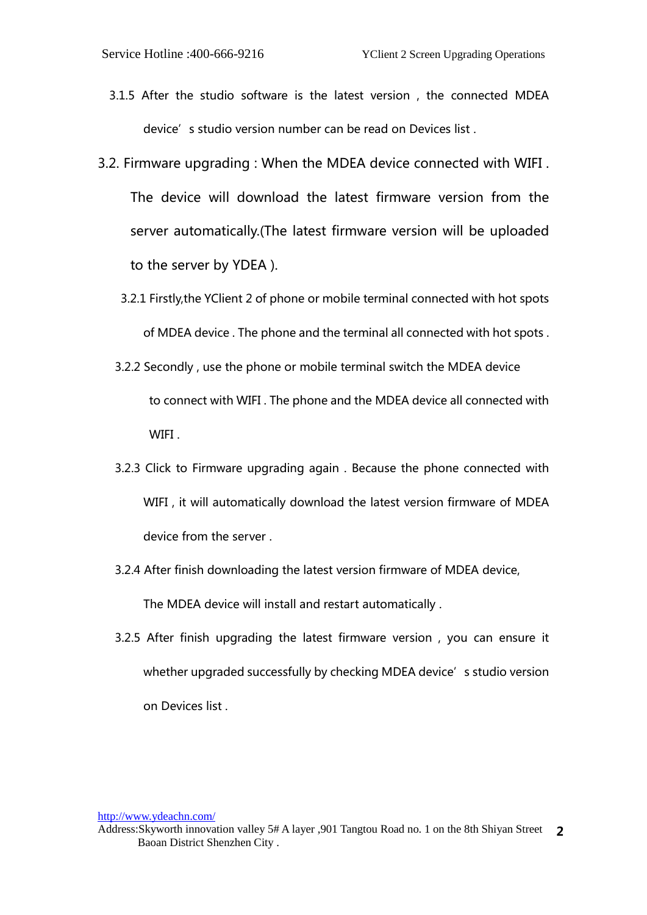3.1.5 After the studio software is the latest version , the connected MDEA device’ s studio version number can be read on Devices list .

3.2. Firmware upgrading : When the MDEA device connected with WIFI . The device will download the latest firmware version from the server automatically.(The latest firmware version will be uploaded to the server by YDEA ).

3.2.1 Firstly,the YClient 2 of phone or mobile terminal connected with hot spots of MDEA device . The phone and the terminal all connected with hot spots .

3.2.2 Secondly , use the phone or mobile terminal switch the MDEA device to connect with WIFI . The phone and the MDEA device all connected with WIFI .

3.2.3 Click to Firmware upgrading again . Because the phone connected with WIFI , it will automatically download the latest version firmware of MDEA device from the server .

3.2.4 After finish downloading the latest version firmware of MDEA device, The MDEA device will install and restart automatically .

3.2.5 After finish upgrading the latest firmware version , you can ensure it whether upgraded successfully by checking MDEA device’ s studio version on Devices list .